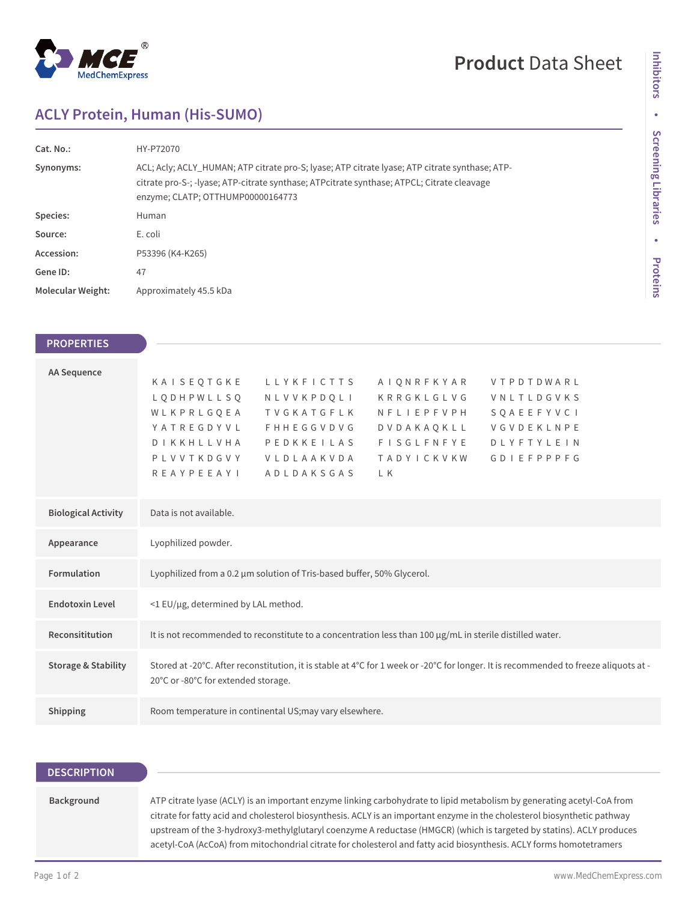# ACLY Protein, Human (His-SUMO)

| | |
|---|---|
| **Cat. No.:** | HY-P72070 |
| **Synonyms:** | ACL; Acly; ACLY_HUMAN; ATP citrate pro-S; lyase; ATP citrate lyase; ATP citrate synthase; ATP-citrate pro-S-; -lyase; ATP-citrate synthase; ATPcitrate synthase; ATPCL; Citrate cleavage enzyme; CLATP; OTTHUMP00000164773 |
| **Species:** | Human |
| **Source:** | E. coli |
| **Accession:** | P53396 (K4-K265) |
| **Gene ID:** | 47 |
| **Molecular Weight:** | Approximately 45.5 kDa |

## PROPERTIES

| | |
|---|---|
| **AA Sequence** | KAISEQTGKE LLYKFICTTS AIQNRFKYAR VTPDTDWARL LQDHPWLLSQ NLVVKPDQLI KRRGKLGLVG VNLTLDGVKS WLKPRLGQEA TVGKATGFLK NFLIEPFVPH SQAEEFYVCI YATREGDYVL FHHEGGVDVG DVDAKAQKLL VGVDEKLNPE DIKKHLLVHA PEDKKEILAS FISGLFNFYE DLYFTYLEIN PLVVTKDGVY VLDLAAKVDA TADYICKVKW GDIEFPPPFG REAYPEEAYI ADLDAKSGAS LK |
| **Biological Activity** | Data is not available. |
| **Appearance** | Lyophilized powder. |
| **Formulation** | Lyophilized from a 0.2 μm solution of Tris-based buffer, 50% Glycerol. |
| **Endotoxin Level** | <1 EU/μg, determined by LAL method. |
| **Reconsititution** | It is not recommended to reconstitute to a concentration less than 100 μg/mL in sterile distilled water. |
| **Storage & Stability** | Stored at -20°C. After reconstitution, it is stable at 4°C for 1 week or -20°C for longer. It is recommended to freeze aliquots at -20°C or -80°C for extended storage. |
| **Shipping** | Room temperature in continental US;may vary elsewhere. |

## DESCRIPTION

| | |
|---|---|
| **Background** | ATP citrate lyase (ACLY) is an important enzyme linking carbohydrate to lipid metabolism by generating acetyl-CoA from citrate for fatty acid and cholesterol biosynthesis. ACLY is an important enzyme in the cholesterol biosynthetic pathway upstream of the 3-hydroxy3-methylglutaryl coenzyme A reductase (HMGCR) (which is targeted by statins). ACLY produces acetyl-CoA (AcCoA) from mitochondrial citrate for cholesterol and fatty acid biosynthesis. ACLY forms homotetramers |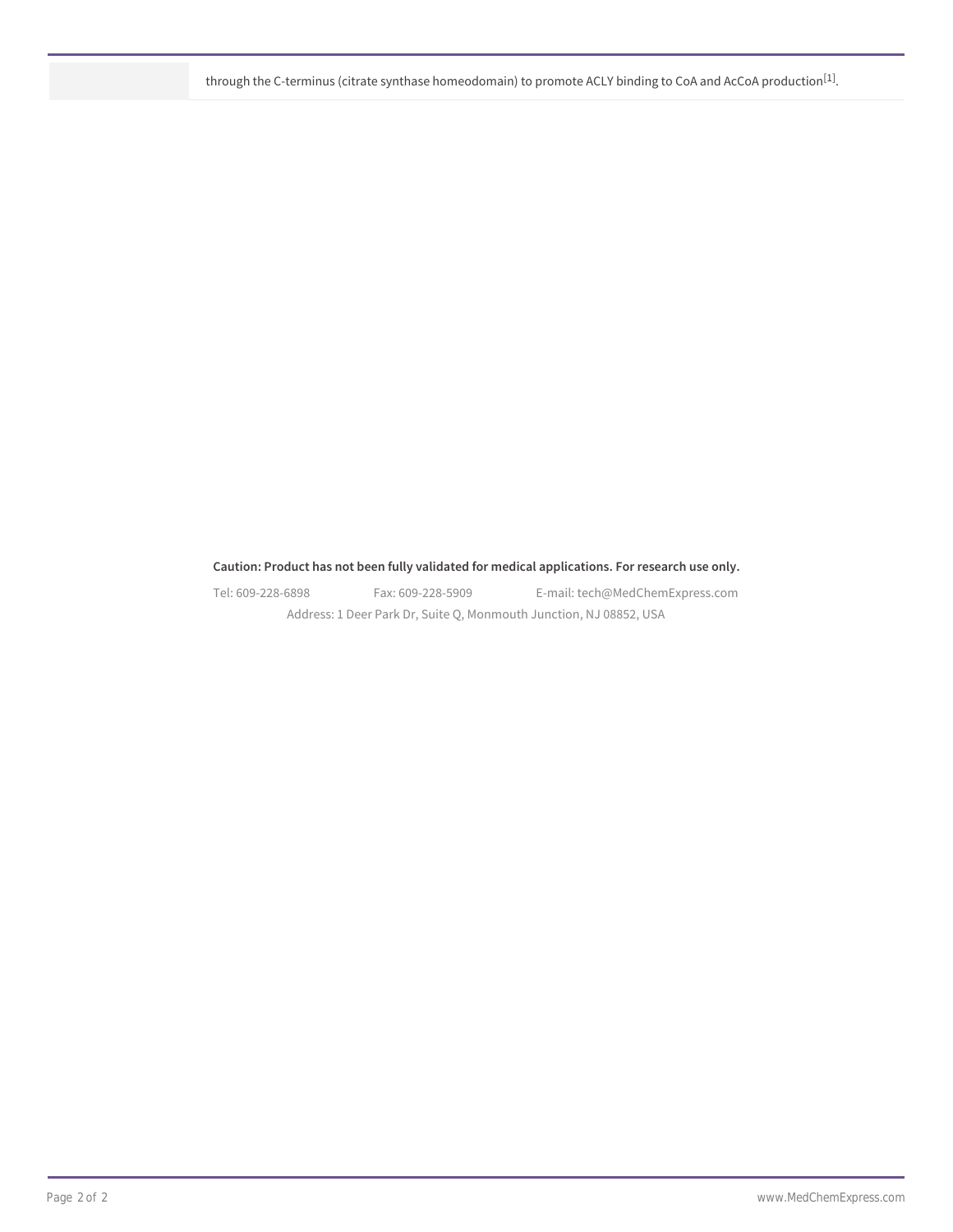through the C-terminus (citrate synthase homeodomain) to promote ACLY binding to CoA and AcCoA production[1].

**Caution: Product has not been fully validated for medical applications. For research use only.**

Tel: 609-228-6898 Fax: 609-228-5909 E-mail: tech@MedChemExpress.com

Address: 1 Deer Park Dr, Suite Q, Monmouth Junction, NJ 08852, USA